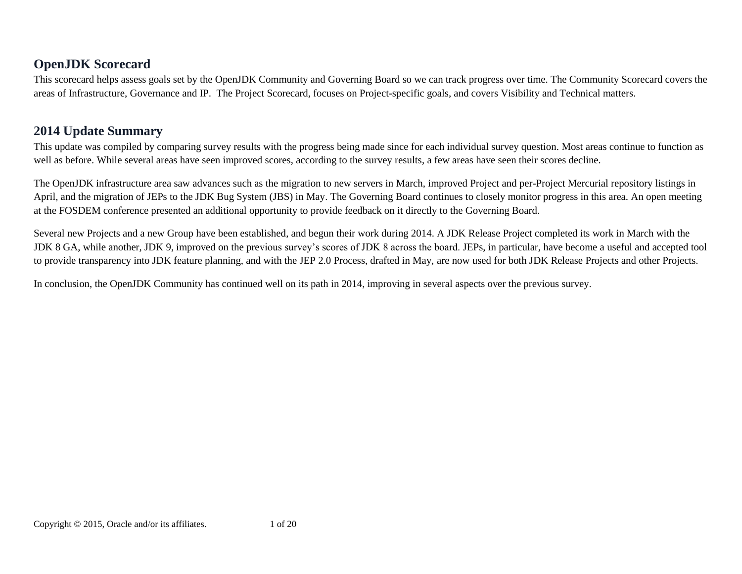## OpenJDK Scorecard

This scorecard helps assess goals set by the OpenJDK Community and Governing Board so we can track progress over time. The Community Scorecard covers the areas of Infrastructure, Governance and IP. The Project Scorecard, focuses on Project-specific goals, and covers Visibility and Technical matters.

## 2014 Update Summary

This update was compiled by comparing survey results with the progress being made since for each individual survey question. Most areas continue to function as well as before. While several areas have seen improved scores, according to the survey results, a few areas have seen their scores decline.

The OpenJDK infrastructure area saw advances such as the migration to new servers in March, improved Project and per-Project Mercurial repository listings in April, and the migration of JEPs to the JDK Bug System (JBS) in May. The Governing Board continues to closely monitor progress in this area. An open meeting at the FOSDEM conference presented an additional opportunity to provide feedback on it directly to the Governing Board.

Several new Projects and a new Group have been established, and begun their work during 2014. A JDK Release Project completed its work in March with the JDK 8 GA, while another, JDK 9, improved on the previous survey's scores of JDK 8 across the board. JEPs, in particular, have become a useful and accepted tool to provide transparency into JDK feature planning, and with the JEP 2.0 Process, drafted in May, are now used for both JDK Release Projects and other Projects.

In conclusion, the OpenJDK Community has continued well on its path in 2014, improving in several aspects over the previous survey.

Copyright © 2015, Oracle and/or its affiliates.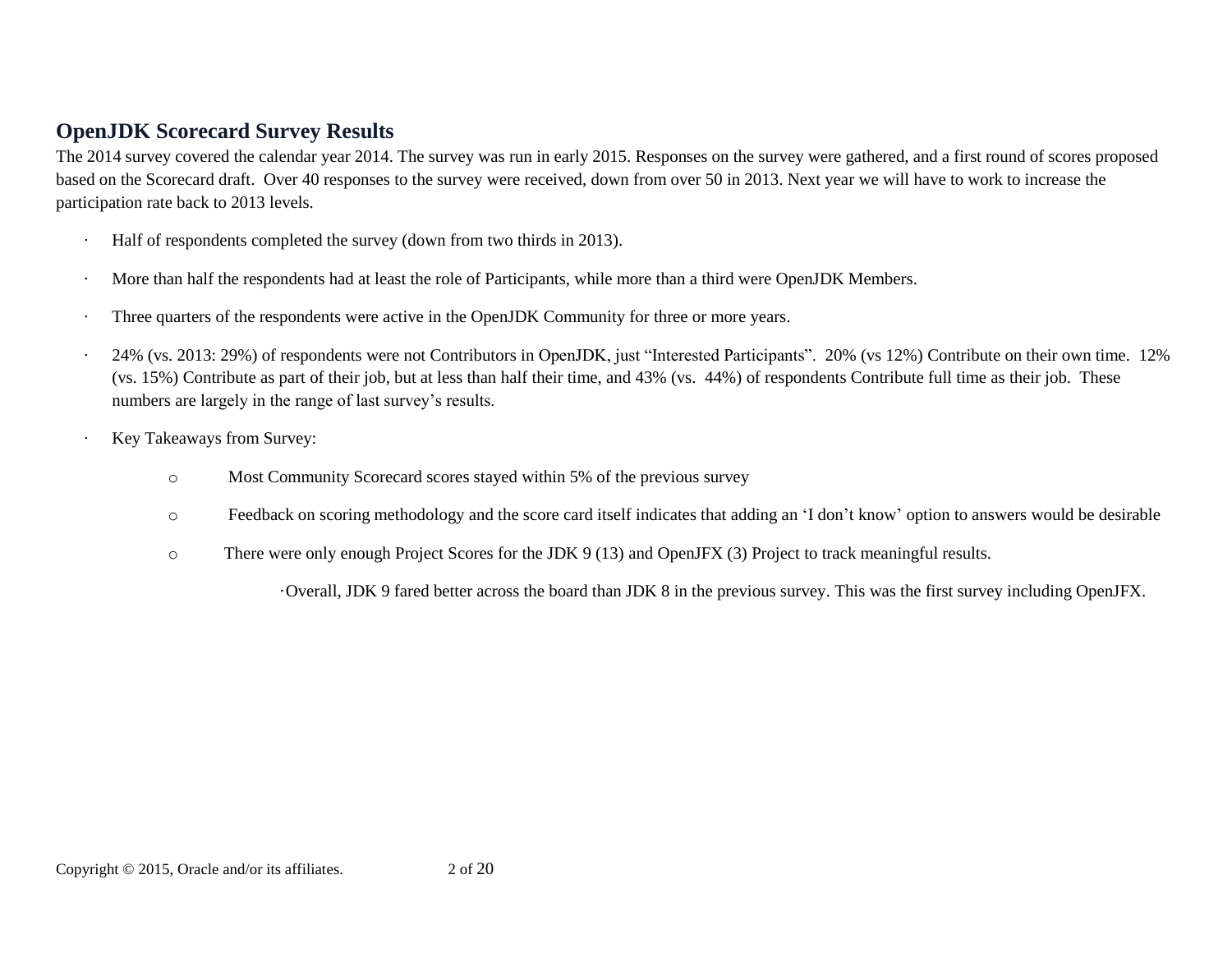## OpenJDK Scorecard Survey Results

The 2014 survey covered the calendar year 2014. The survey was run in early 2015. Responses on the survey were gathered, and a first round of scores proposed based on the Scorecard draft. Over 40 responses to the survey were received, down from over 50 in 2013. Next year we will have to work to increase the participation rate back to 2013 levels.

- Half of respondents completed the survey (down from two thirds in 2013).
- More than half the respondents had at least the role of Participants, while more than a third were OpenJDK Members.
- Three quarters of the respondents were active in the OpenJDK Community for three or more years.
- 24% (vs. 2013: 29%) of respondents were not Contributors in OpenJDK, just "Interested Participants". 20% (vs 12%) Contribute on their own time. 12% (vs. 15%) Contribute as part of their job, but at less than half their time, and 43% (vs. 44%) of respondents Contribute full time as their job. These numbers are largely in the range of last survey's results.
- Key Takeaways from Survey:
  - Most Community Scorecard scores stayed within 5% of the previous survey
  - Feedback on scoring methodology and the score card itself indicates that adding an 'I don't know' option to answers would be desirable
  - There were only enough Project Scores for the JDK 9 (13) and OpenJFX (3) Project to track meaningful results.
    - Overall, JDK 9 fared better across the board than JDK 8 in the previous survey. This was the first survey including OpenJFX.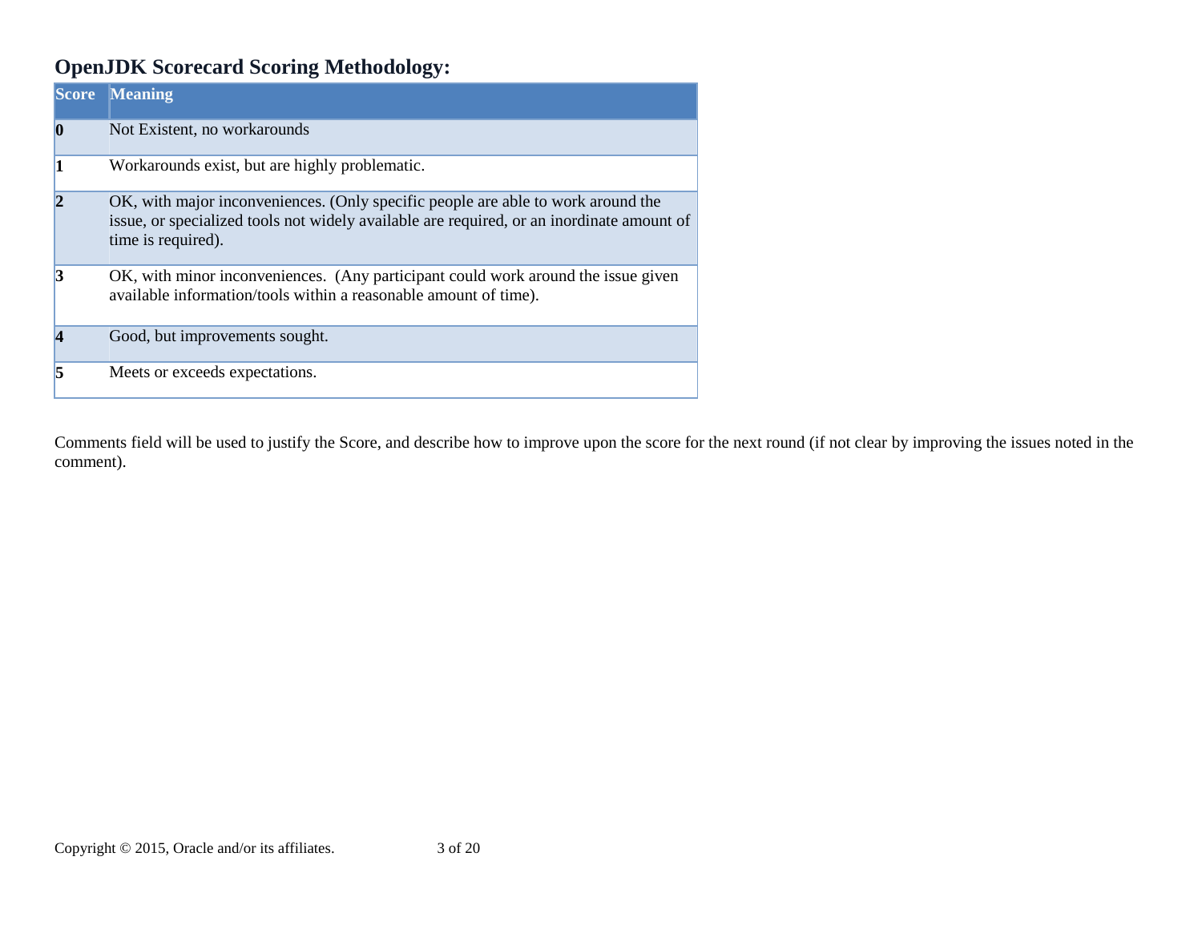## OpenJDK Scorecard Scoring Methodology:

| Score | Meaning |
|---|---|
| **0** | Not Existent, no workarounds |
| **1** | Workarounds exist, but are highly problematic. |
| **2** | OK, with major inconveniences. (Only specific people are able to work around the issue, or specialized tools not widely available are required, or an inordinate amount of time is required). |
| **3** | OK, with minor inconveniences. (Any participant could work around the issue given available information/tools within a reasonable amount of time). |
| **4** | Good, but improvements sought. |
| **5** | Meets or exceeds expectations. |

Comments field will be used to justify the Score, and describe how to improve upon the score for the next round (if not clear by improving the issues noted in the comment).

Copyright © 2015, Oracle and/or its affiliates.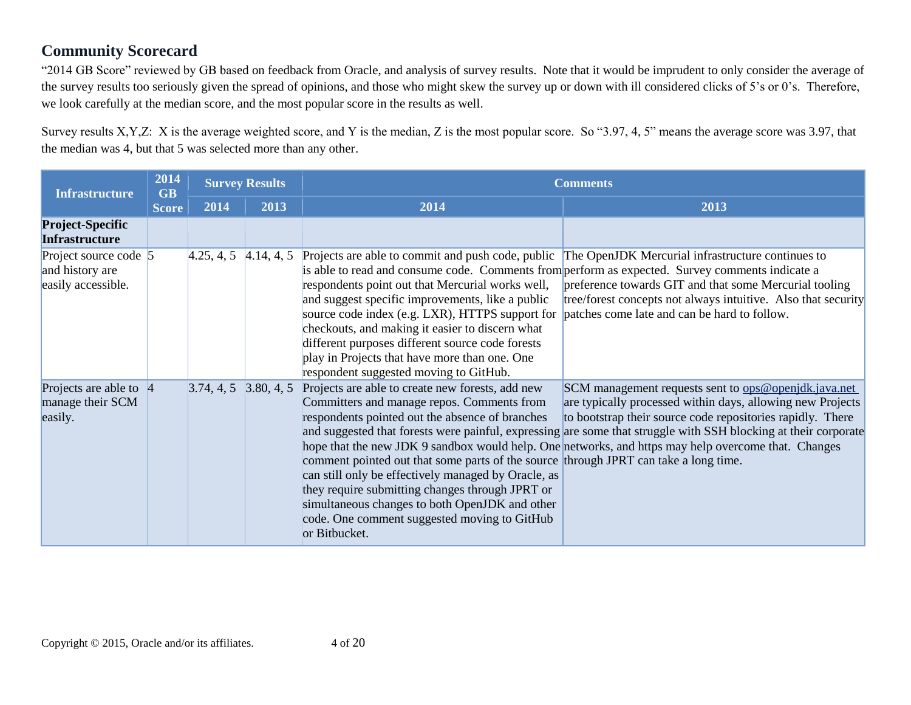## Community Scorecard

"2014 GB Score" reviewed by GB based on feedback from Oracle, and analysis of survey results. Note that it would be imprudent to only consider the average of the survey results too seriously given the spread of opinions, and those who might skew the survey up or down with ill considered clicks of 5's or 0's. Therefore, we look carefully at the median score, and the most popular score in the results as well.

Survey results X,Y,Z: X is the average weighted score, and Y is the median, Z is the most popular score. So "3.97, 4, 5" means the average score was 3.97, that the median was 4, but that 5 was selected more than any other.

| Infrastructure | 2014 GB Score | Survey Results | | Comments | |
|---|---|---|---|---|---|
| | | 2014 | 2013 | 2014 | 2013 |
| **Project-Specific Infrastructure** | | | | | |
| Project source code and history are easily accessible. | 5 | 4.25, 4, 5 | 4.14, 4, 5 | Projects are able to commit and push code, public is able to read and consume code. Comments from respondents point out that Mercurial works well, and suggest specific improvements, like a public source code index (e.g. LXR), HTTPS support for checkouts, and making it easier to discern what different purposes different source code forests play in Projects that have more than one. One respondent suggested moving to GitHub. | The OpenJDK Mercurial infrastructure continues to perform as expected. Survey comments indicate a preference towards GIT and that some Mercurial tooling tree/forest concepts not always intuitive. Also that security patches come late and can be hard to follow. |
| Projects are able to manage their SCM easily. | 4 | 3.74, 4, 5 | 3.80, 4, 5 | Projects are able to create new forests, add new Committers and manage repos. Comments from respondents pointed out the absence of branches and suggested that forests were painful, expressing hope that the new JDK 9 sandbox would help. One comment pointed out that some parts of the source can still only be effectively managed by Oracle, as they require submitting changes through JPRT or simultaneous changes to both OpenJDK and other code. One comment suggested moving to GitHub or Bitbucket. | SCM management requests sent to ops@openjdk.java.net are typically processed within days, allowing new Projects to bootstrap their source code repositories rapidly. There are some that struggle with SSH blocking at their corporate networks, and https may help overcome that. Changes through JPRT can take a long time. |

Copyright © 2015, Oracle and/or its affiliates.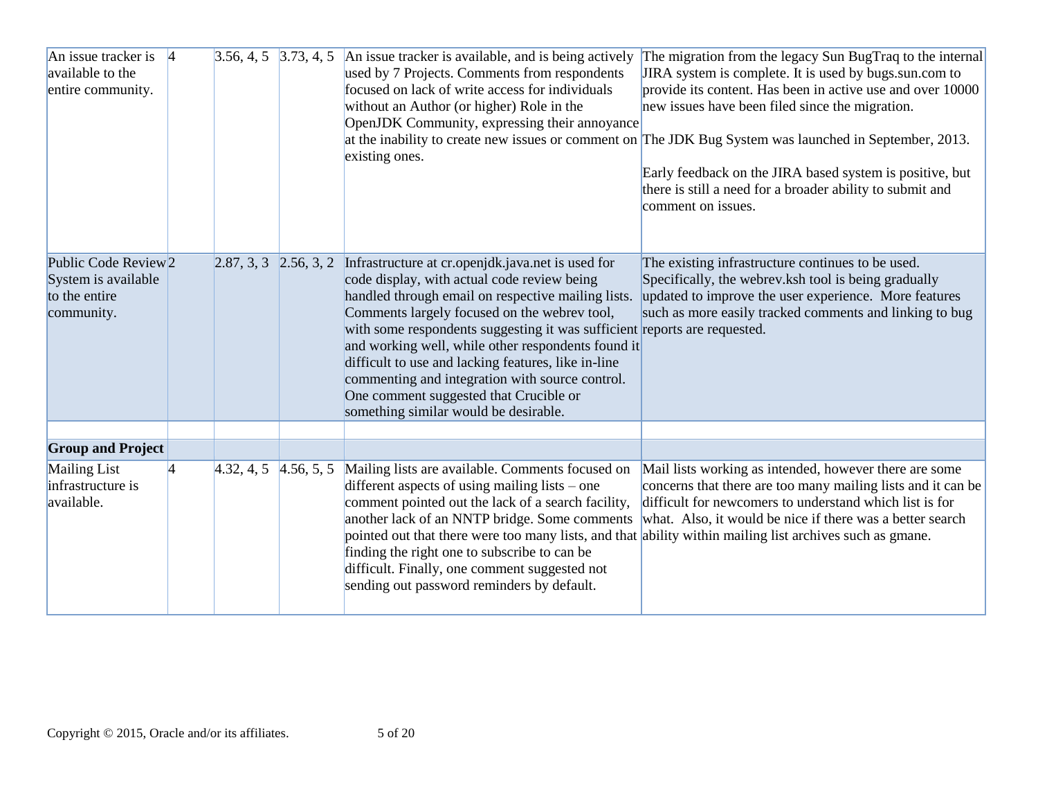| | | | | | |
|---|---|---|---|---|---|
| An issue tracker is available to the entire community. | 4 | 3.56, 4, 5 | 3.73, 4, 5 | An issue tracker is available, and is being actively used by 7 Projects. Comments from respondents focused on lack of write access for individuals without an Author (or higher) Role in the OpenJDK Community, expressing their annoyance at the inability to create new issues or comment on existing ones. | The migration from the legacy Sun BugTraq to the internal JIRA system is complete. It is used by bugs.sun.com to provide its content. Has been in active use and over 10000 new issues have been filed since the migration.<br><br>The JDK Bug System was launched in September, 2013.<br><br>Early feedback on the JIRA based system is positive, but there is still a need for a broader ability to submit and comment on issues. |
| Public Code Review System is available to the entire community. | 2 | 2.87, 3, 3 | 2.56, 3, 2 | Infrastructure at cr.openjdk.java.net is used for code display, with actual code review being handled through email on respective mailing lists. Comments largely focused on the webrev tool, with some respondents suggesting it was sufficient and working well, while other respondents found it difficult to use and lacking features, like in-line commenting and integration with source control. One comment suggested that Crucible or something similar would be desirable. | The existing infrastructure continues to be used. Specifically, the webrev.ksh tool is being gradually updated to improve the user experience. More features such as more easily tracked comments and linking to bug reports are requested. |
| | | | | | |
| **Group and Project** | | | | | |
| Mailing List infrastructure is available. | 4 | 4.32, 4, 5 | 4.56, 5, 5 | Mailing lists are available. Comments focused on different aspects of using mailing lists – one comment pointed out the lack of a search facility, another lack of an NNTP bridge. Some comments pointed out that there were too many lists, and that finding the right one to subscribe to can be difficult. Finally, one comment suggested not sending out password reminders by default. | Mail lists working as intended, however there are some concerns that there are too many mailing lists and it can be difficult for newcomers to understand which list is for what. Also, it would be nice if there was a better search ability within mailing list archives such as gmane. |

Copyright © 2015, Oracle and/or its affiliates.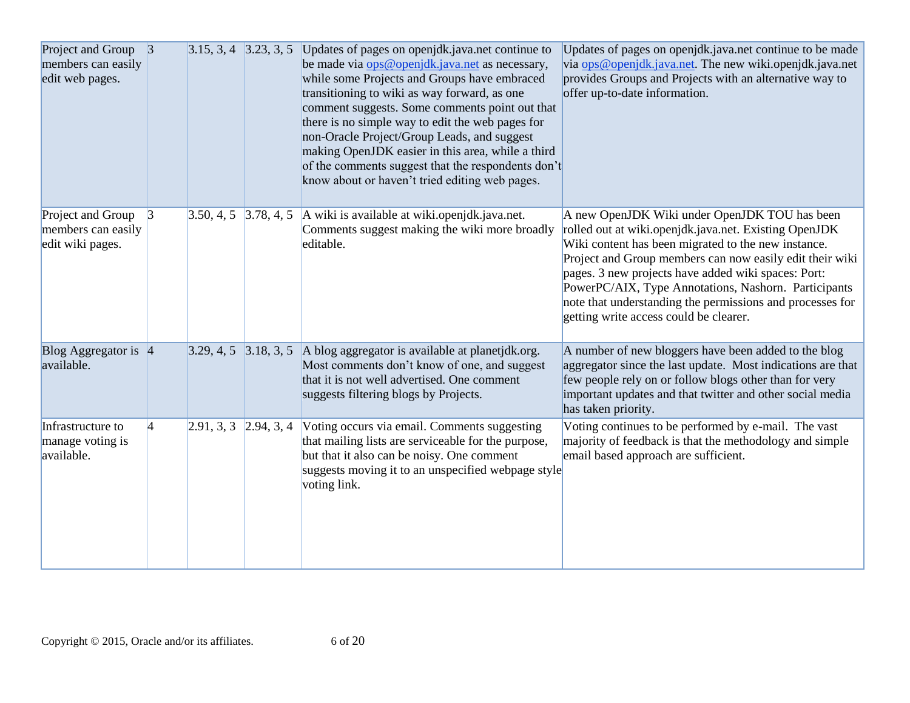| Project and Group members can easily edit web pages. | 3 | 3.15, 3, 4 | 3.23, 3, 5 | Updates of pages on openjdk.java.net continue to be made via ops@openjdk.java.net as necessary, while some Projects and Groups have embraced transitioning to wiki as way forward, as one comment suggests. Some comments point out that there is no simple way to edit the web pages for non-Oracle Project/Group Leads, and suggest making OpenJDK easier in this area, while a third of the comments suggest that the respondents don't know about or haven't tried editing web pages. | Updates of pages on openjdk.java.net continue to be made via ops@openjdk.java.net. The new wiki.openjdk.java.net provides Groups and Projects with an alternative way to offer up-to-date information. |
|---|---|---|---|---|---|
| Project and Group members can easily edit wiki pages. | 3 | 3.50, 4, 5 | 3.78, 4, 5 | A wiki is available at wiki.openjdk.java.net. Comments suggest making the wiki more broadly editable. | A new OpenJDK Wiki under OpenJDK TOU has been rolled out at wiki.openjdk.java.net. Existing OpenJDK Wiki content has been migrated to the new instance. Project and Group members can now easily edit their wiki pages. 3 new projects have added wiki spaces: Port: PowerPC/AIX, Type Annotations, Nashorn. Participants note that understanding the permissions and processes for getting write access could be clearer. |
| Blog Aggregator is available. | 4 | 3.29, 4, 5 | 3.18, 3, 5 | A blog aggregator is available at planetjdk.org. Most comments don't know of one, and suggest that it is not well advertised. One comment suggests filtering blogs by Projects. | A number of new bloggers have been added to the blog aggregator since the last update. Most indications are that few people rely on or follow blogs other than for very important updates and that twitter and other social media has taken priority. |
| Infrastructure to manage voting is available. | 4 | 2.91, 3, 3 | 2.94, 3, 4 | Voting occurs via email. Comments suggesting that mailing lists are serviceable for the purpose, but that it also can be noisy. One comment suggests moving it to an unspecified webpage style voting link. | Voting continues to be performed by e-mail. The vast majority of feedback is that the methodology and simple email based approach are sufficient. |

Copyright © 2015, Oracle and/or its affiliates.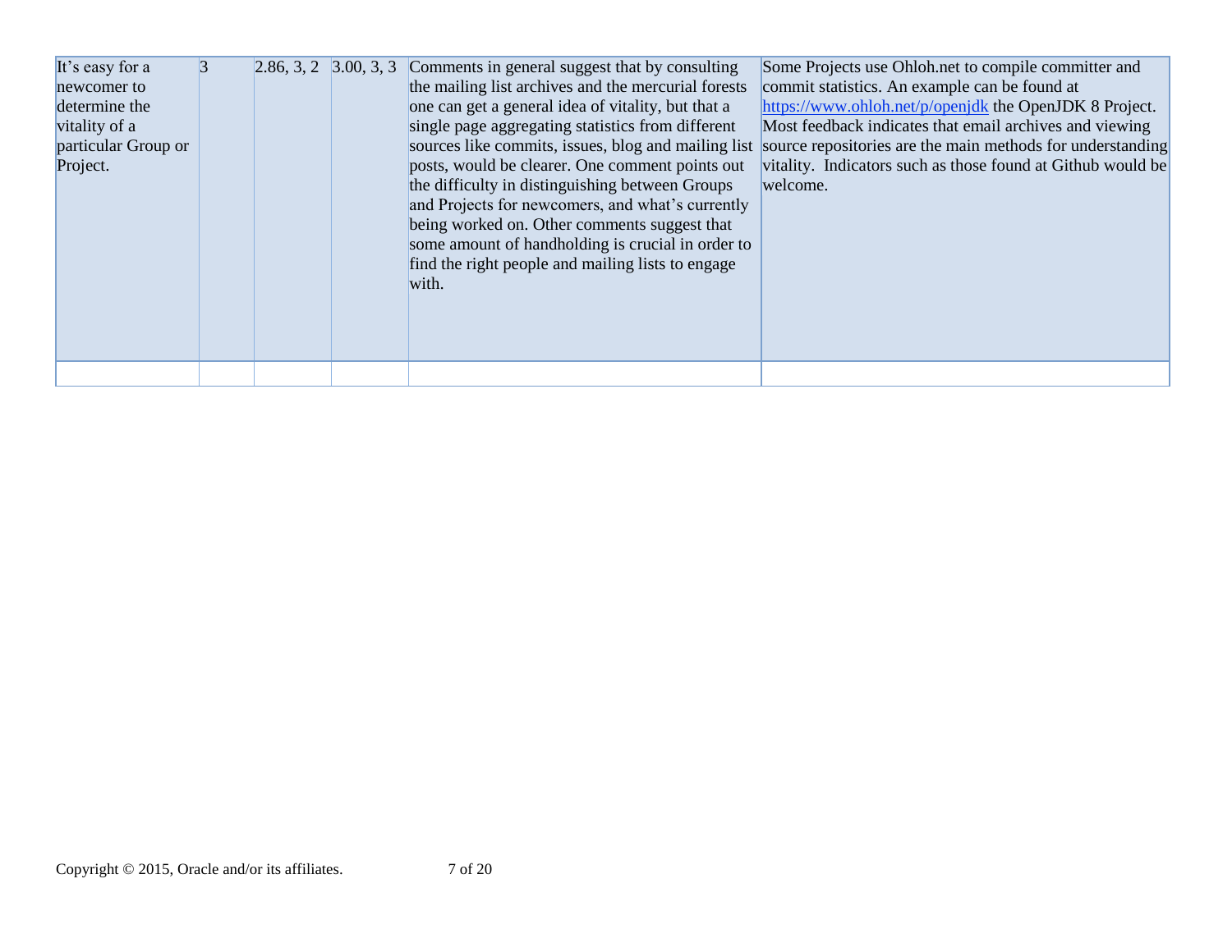| | | | | | |
|---|---|---|---|---|---|
| It's easy for a newcomer to determine the vitality of a particular Group or Project. | 3 | 2.86, 3, 2 | 3.00, 3, 3 | Comments in general suggest that by consulting the mailing list archives and the mercurial forests one can get a general idea of vitality, but that a single page aggregating statistics from different sources like commits, issues, blog and mailing list posts, would be clearer. One comment points out the difficulty in distinguishing between Groups and Projects for newcomers, and what's currently being worked on. Other comments suggest that some amount of handholding is crucial in order to find the right people and mailing lists to engage with. | Some Projects use Ohloh.net to compile committer and commit statistics. An example can be found at https://www.ohloh.net/p/openjdk the OpenJDK 8 Project. Most feedback indicates that email archives and viewing source repositories are the main methods for understanding vitality. Indicators such as those found at Github would be welcome. |
| | | | | | |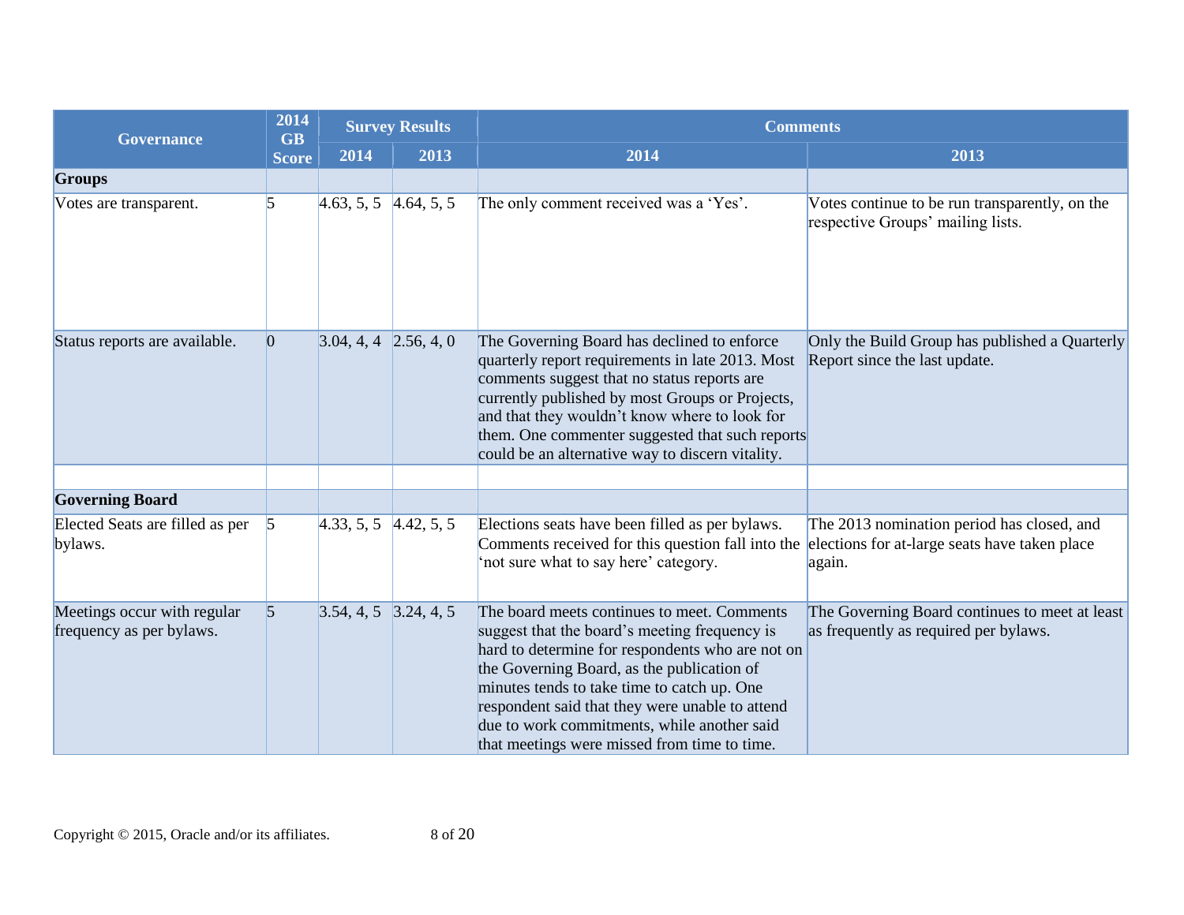| Governance | 2014 GB Score | Survey Results | | Comments | |
|---|---|---|---|---|---|
| | | 2014 | 2013 | 2014 | 2013 |
| **Groups** | | | | | |
| Votes are transparent. | 5 | 4.63, 5, 5 | 4.64, 5, 5 | The only comment received was a 'Yes'. | Votes continue to be run transparently, on the respective Groups' mailing lists. |
| Status reports are available. | 0 | 3.04, 4, 4 | 2.56, 4, 0 | The Governing Board has declined to enforce quarterly report requirements in late 2013. Most comments suggest that no status reports are currently published by most Groups or Projects, and that they wouldn't know where to look for them. One commenter suggested that such reports could be an alternative way to discern vitality. | Only the Build Group has published a Quarterly Report since the last update. |
| | | | | | |
| **Governing Board** | | | | | |
| Elected Seats are filled as per bylaws. | 5 | 4.33, 5, 5 | 4.42, 5, 5 | Elections seats have been filled as per bylaws. Comments received for this question fall into the 'not sure what to say here' category. | The 2013 nomination period has closed, and elections for at-large seats have taken place again. |
| Meetings occur with regular frequency as per bylaws. | 5 | 3.54, 4, 5 | 3.24, 4, 5 | The board meets continues to meet. Comments suggest that the board's meeting frequency is hard to determine for respondents who are not on the Governing Board, as the publication of minutes tends to take time to catch up. One respondent said that they were unable to attend due to work commitments, while another said that meetings were missed from time to time. | The Governing Board continues to meet at least as frequently as required per bylaws. |

Copyright © 2015, Oracle and/or its affiliates.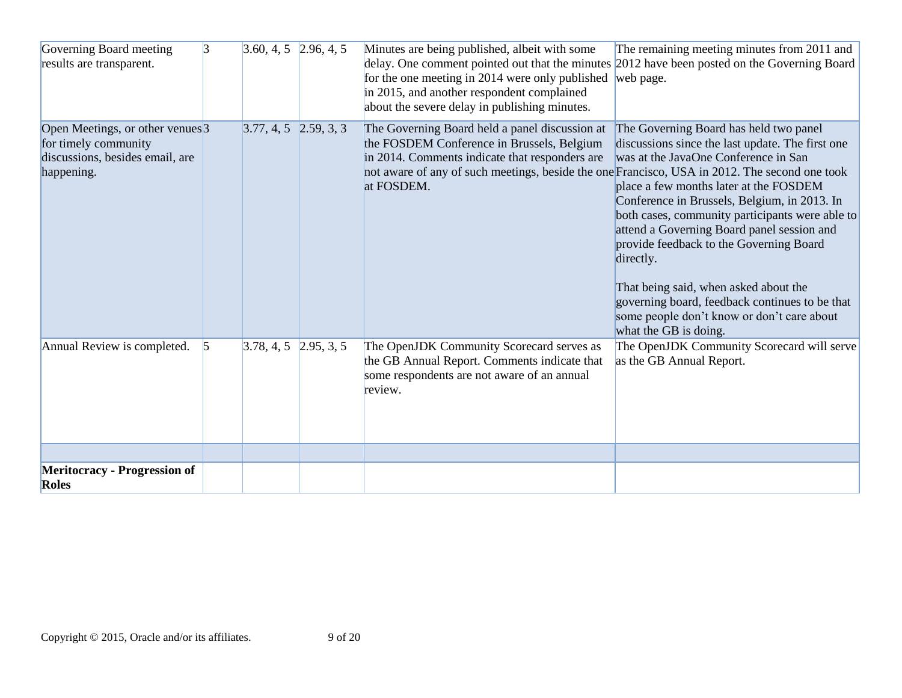| | | | | | |
|---|---|---|---|---|---|
| Governing Board meeting results are transparent. | 3 | 3.60, 4, 5 | 2.96, 4, 5 | Minutes are being published, albeit with some delay. One comment pointed out that the minutes for the one meeting in 2014 were only published in 2015, and another respondent complained about the severe delay in publishing minutes. | The remaining meeting minutes from 2011 and 2012 have been posted on the Governing Board web page. |
| Open Meetings, or other venues for timely community discussions, besides email, are happening. | 3 | 3.77, 4, 5 | 2.59, 3, 3 | The Governing Board held a panel discussion at the FOSDEM Conference in Brussels, Belgium in 2014. Comments indicate that responders are not aware of any of such meetings, beside the one at FOSDEM. | The Governing Board has held two panel discussions since the last update. The first one was at the JavaOne Conference in San Francisco, USA in 2012. The second one took place a few months later at the FOSDEM Conference in Brussels, Belgium, in 2013. In both cases, community participants were able to attend a Governing Board panel session and provide feedback to the Governing Board directly.<br><br>That being said, when asked about the governing board, feedback continues to be that some people don't know or don't care about what the GB is doing. |
| Annual Review is completed. | 5 | 3.78, 4, 5 | 2.95, 3, 5 | The OpenJDK Community Scorecard serves as the GB Annual Report. Comments indicate that some respondents are not aware of an annual review. | The OpenJDK Community Scorecard will serve as the GB Annual Report. |
| | | | | | |
| **Meritocracy - Progression of Roles** | | | | | |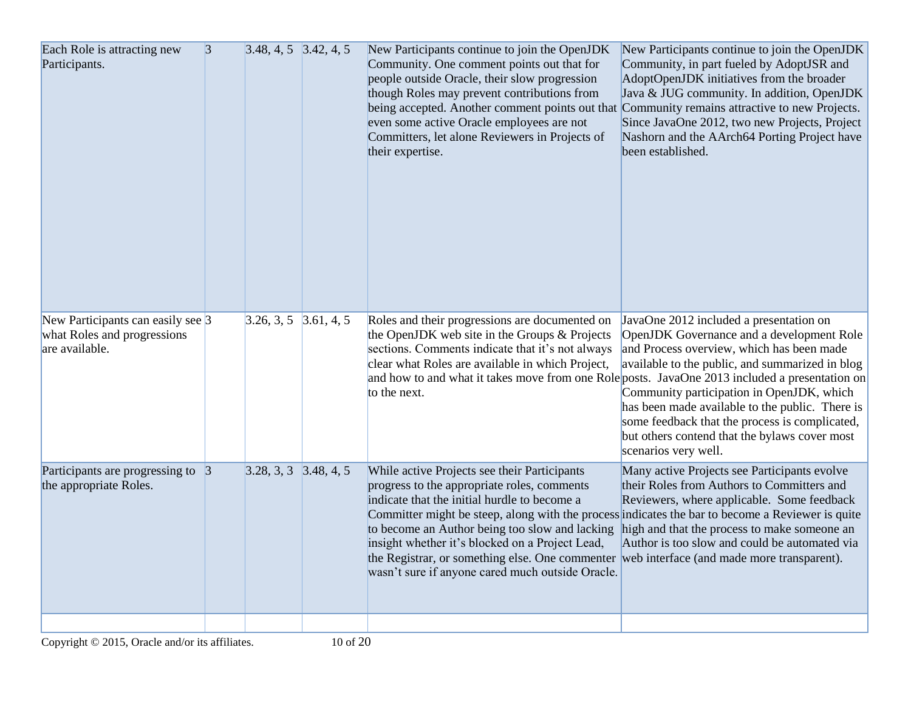| | | | | | |
|---|---|---|---|---|---|
| Each Role is attracting new Participants. | 3 | 3.48, 4, 5 | 3.42, 4, 5 | New Participants continue to join the OpenJDK Community. One comment points out that for people outside Oracle, their slow progression though Roles may prevent contributions from being accepted. Another comment points out that even some active Oracle employees are not Committers, let alone Reviewers in Projects of their expertise. | New Participants continue to join the OpenJDK Community, in part fueled by AdoptJSR and AdoptOpenJDK initiatives from the broader Java & JUG community. In addition, OpenJDK Community remains attractive to new Projects. Since JavaOne 2012, two new Projects, Project Nashorn and the AArch64 Porting Project have been established. |
| New Participants can easily see what Roles and progressions are available. | 3 | 3.26, 3, 5 | 3.61, 4, 5 | Roles and their progressions are documented on the OpenJDK web site in the Groups & Projects sections. Comments indicate that it's not always clear what Roles are available in which Project, and how to and what it takes move from one Role to the next. | JavaOne 2012 included a presentation on OpenJDK Governance and a development Role and Process overview, which has been made available to the public, and summarized in blog posts. JavaOne 2013 included a presentation on Community participation in OpenJDK, which has been made available to the public. There is some feedback that the process is complicated, but others contend that the bylaws cover most scenarios very well. |
| Participants are progressing to the appropriate Roles. | 3 | 3.28, 3, 3 | 3.48, 4, 5 | While active Projects see their Participants progress to the appropriate roles, comments indicate that the initial hurdle to become a Committer might be steep, along with the process to become an Author being too slow and lacking insight whether it's blocked on a Project Lead, the Registrar, or something else. One commenter wasn't sure if anyone cared much outside Oracle. | Many active Projects see Participants evolve their Roles from Authors to Committers and Reviewers, where applicable. Some feedback indicates the bar to become a Reviewer is quite high and that the process to make someone an Author is too slow and could be automated via web interface (and made more transparent). |
| | | | | | |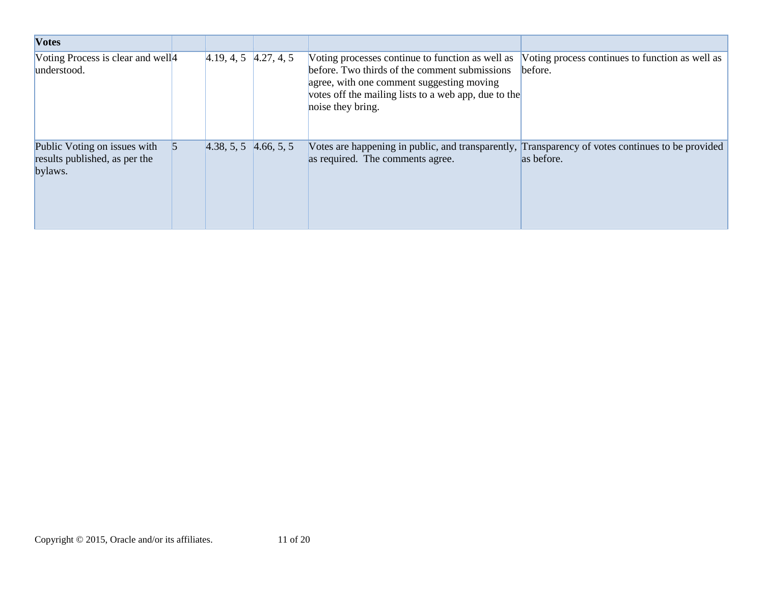| Votes | | | | | |
|---|---|---|---|---|---|
| Voting Process is clear and well understood. | 4 | 4.19, 4, 5 | 4.27, 4, 5 | Voting processes continue to function as well as before. Two thirds of the comment submissions agree, with one comment suggesting moving votes off the mailing lists to a web app, due to the noise they bring. | Voting process continues to function as well as before. |
| Public Voting on issues with results published, as per the bylaws. | 5 | 4.38, 5, 5 | 4.66, 5, 5 | Votes are happening in public, and transparently, as required. The comments agree. | Transparency of votes continues to be provided as before. |

Copyright © 2015, Oracle and/or its affiliates.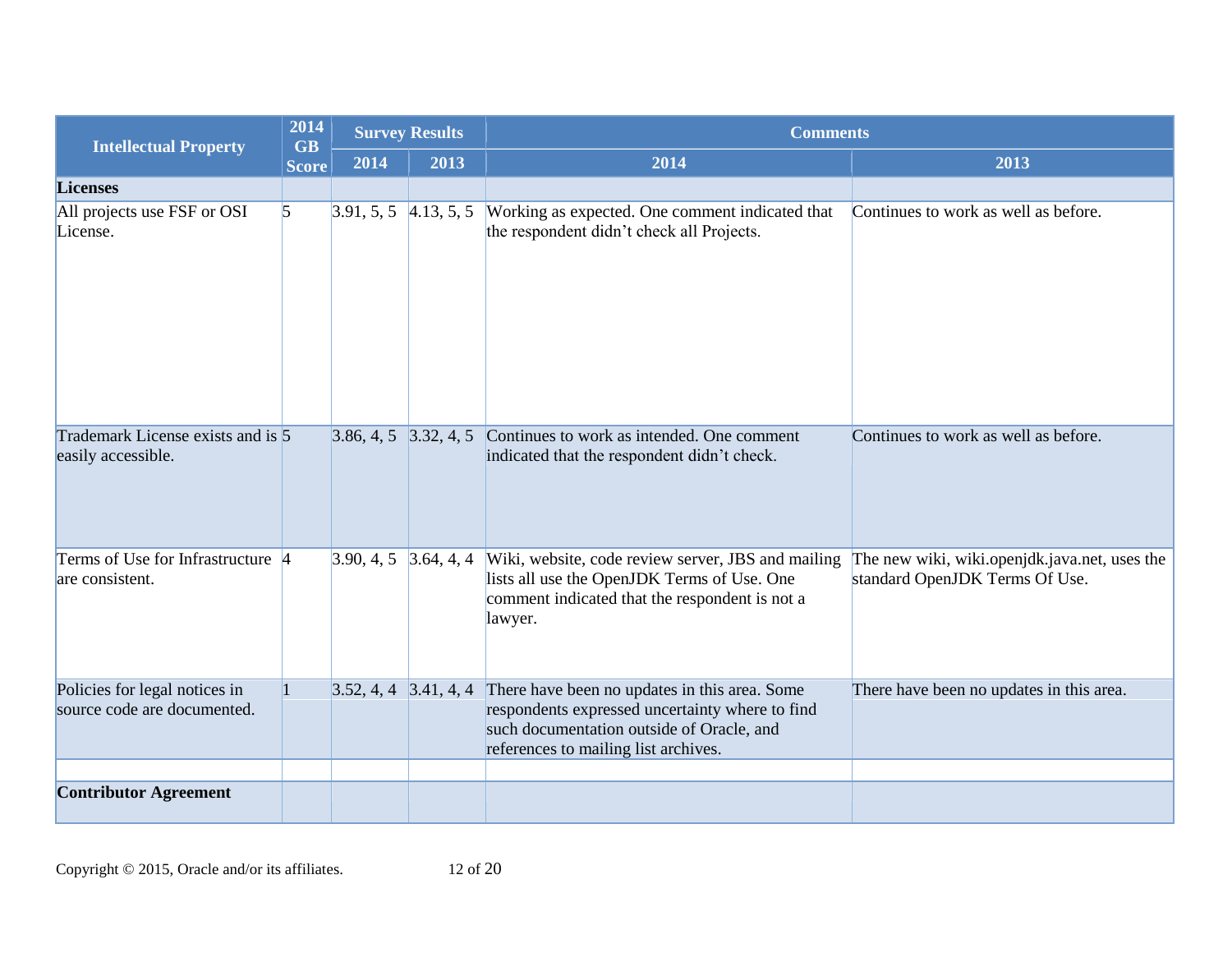| Intellectual Property | 2014 GB Score | Survey Results | | Comments | |
|---|---|---|---|---|---|
| | | 2014 | 2013 | 2014 | 2013 |
| **Licenses** | | | | | |
| All projects use FSF or OSI License. | 5 | 3.91, 5, 5 | 4.13, 5, 5 | Working as expected. One comment indicated that the respondent didn't check all Projects. | Continues to work as well as before. |
| Trademark License exists and is easily accessible. | 5 | 3.86, 4, 5 | 3.32, 4, 5 | Continues to work as intended. One comment indicated that the respondent didn't check. | Continues to work as well as before. |
| Terms of Use for Infrastructure are consistent. | 4 | 3.90, 4, 5 | 3.64, 4, 4 | Wiki, website, code review server, JBS and mailing lists all use the OpenJDK Terms of Use. One comment indicated that the respondent is not a lawyer. | The new wiki, wiki.openjdk.java.net, uses the standard OpenJDK Terms Of Use. |
| Policies for legal notices in source code are documented. | 1 | 3.52, 4, 4 | 3.41, 4, 4 | There have been no updates in this area. Some respondents expressed uncertainty where to find such documentation outside of Oracle, and references to mailing list archives. | There have been no updates in this area. |
| | | | | | |
| **Contributor Agreement** | | | | | |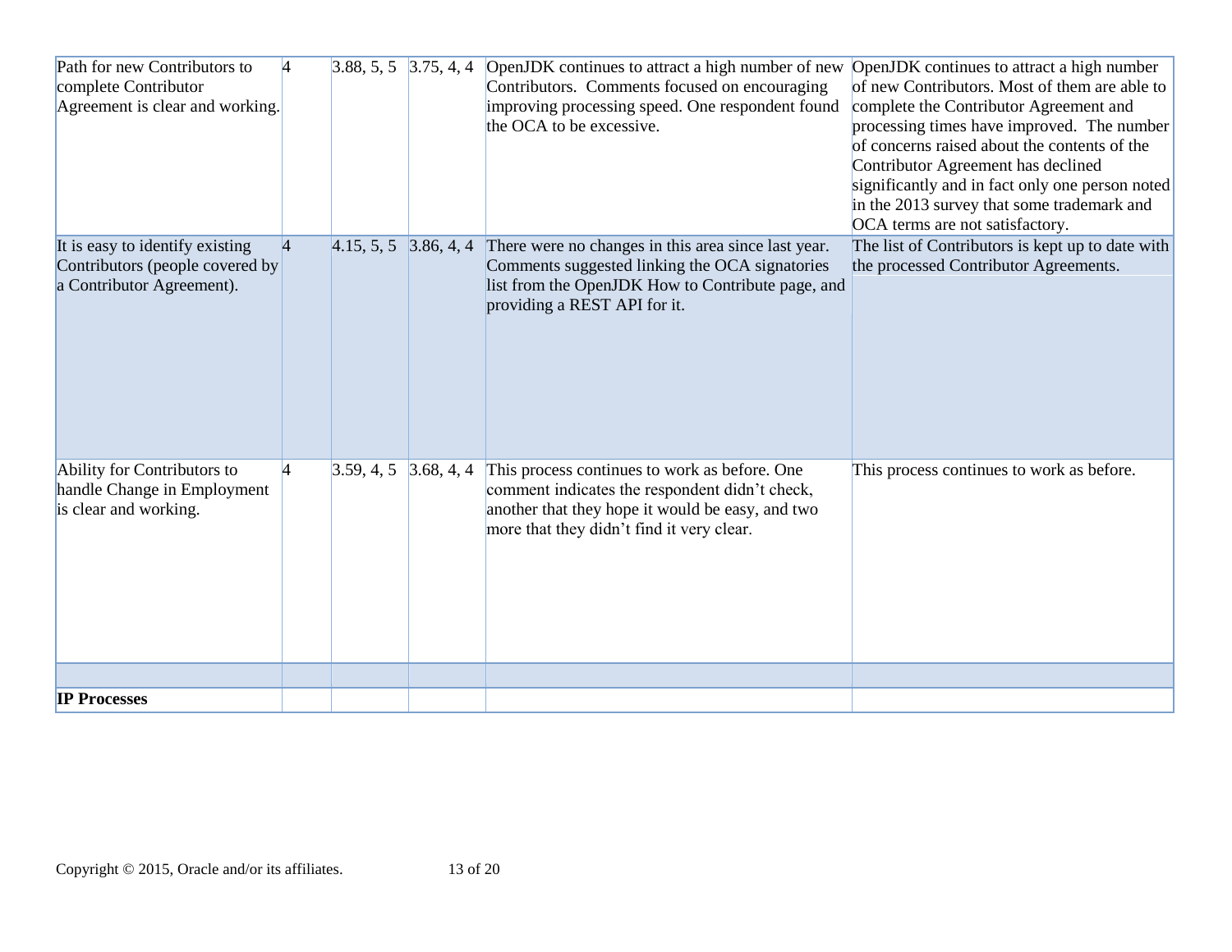| | | | | | |
|---|---|---|---|---|---|
| Path for new Contributors to complete Contributor Agreement is clear and working. | 4 | 3.88, 5, 5 | 3.75, 4, 4 | OpenJDK continues to attract a high number of new Contributors. Comments focused on encouraging improving processing speed. One respondent found the OCA to be excessive. | OpenJDK continues to attract a high number of new Contributors. Most of them are able to complete the Contributor Agreement and processing times have improved. The number of concerns raised about the contents of the Contributor Agreement has declined significantly and in fact only one person noted in the 2013 survey that some trademark and OCA terms are not satisfactory. |
| It is easy to identify existing Contributors (people covered by a Contributor Agreement). | 4 | 4.15, 5, 5 | 3.86, 4, 4 | There were no changes in this area since last year. Comments suggested linking the OCA signatories list from the OpenJDK How to Contribute page, and providing a REST API for it. | The list of Contributors is kept up to date with the processed Contributor Agreements. |
| Ability for Contributors to handle Change in Employment is clear and working. | 4 | 3.59, 4, 5 | 3.68, 4, 4 | This process continues to work as before. One comment indicates the respondent didn't check, another that they hope it would be easy, and two more that they didn't find it very clear. | This process continues to work as before. |
| | | | | | |
| **IP Processes** | | | | | |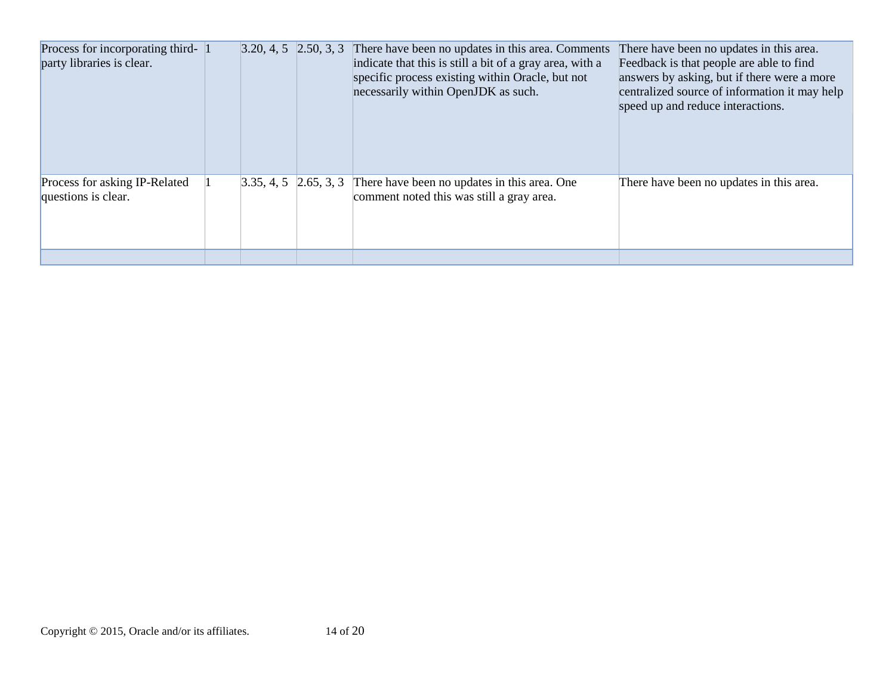| | | | | | |
|---|---|---|---|---|---|
| Process for incorporating third-party libraries is clear. | 1 | 3.20, 4, 5 | 2.50, 3, 3 | There have been no updates in this area. Comments indicate that this is still a bit of a gray area, with a specific process existing within Oracle, but not necessarily within OpenJDK as such. | There have been no updates in this area. Feedback is that people are able to find answers by asking, but if there were a more centralized source of information it may help speed up and reduce interactions. |
| Process for asking IP-Related questions is clear. | 1 | 3.35, 4, 5 | 2.65, 3, 3 | There have been no updates in this area. One comment noted this was still a gray area. | There have been no updates in this area. |
| | | | | | |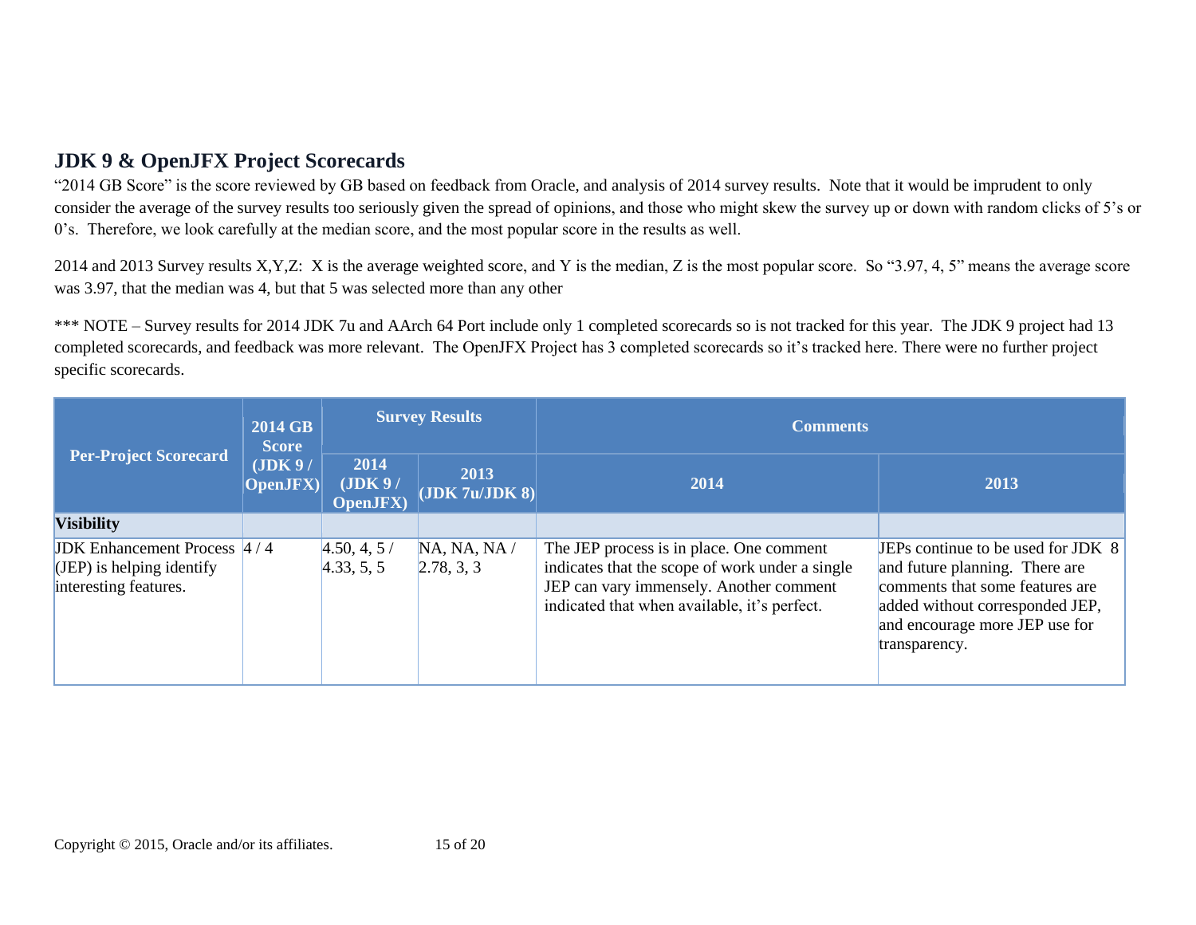## JDK 9 & OpenJFX Project Scorecards

"2014 GB Score" is the score reviewed by GB based on feedback from Oracle, and analysis of 2014 survey results. Note that it would be imprudent to only consider the average of the survey results too seriously given the spread of opinions, and those who might skew the survey up or down with random clicks of 5's or 0's. Therefore, we look carefully at the median score, and the most popular score in the results as well.

2014 and 2013 Survey results X,Y,Z: X is the average weighted score, and Y is the median, Z is the most popular score. So "3.97, 4, 5" means the average score was 3.97, that the median was 4, but that 5 was selected more than any other

*** NOTE – Survey results for 2014 JDK 7u and AArch 64 Port include only 1 completed scorecards so is not tracked for this year. The JDK 9 project had 13 completed scorecards, and feedback was more relevant. The OpenJFX Project has 3 completed scorecards so it's tracked here. There were no further project specific scorecards.

| Per-Project Scorecard | 2014 GB Score (JDK 9 / OpenJFX) | Survey Results | | Comments | |
|---|---|---|---|---|---|
| | | 2014 (JDK 9 / OpenJFX) | 2013 (JDK 7u/JDK 8) | 2014 | 2013 |
| **Visibility** | | | | | |
| JDK Enhancement Process (JEP) is helping identify interesting features. | 4 / 4 | 4.50, 4, 5 / 4.33, 5, 5 | NA, NA, NA / 2.78, 3, 3 | The JEP process is in place. One comment indicates that the scope of work under a single JEP can vary immensely. Another comment indicated that when available, it's perfect. | JEPs continue to be used for JDK 8 and future planning. There are comments that some features are added without corresponded JEP, and encourage more JEP use for transparency. |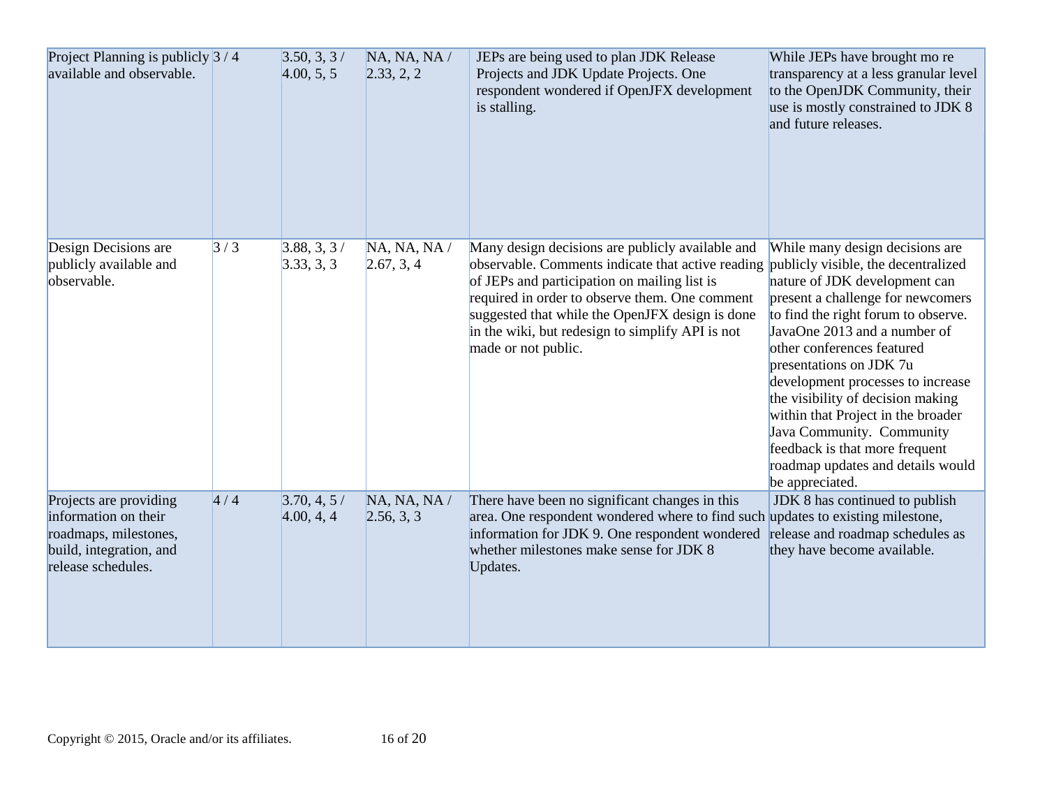| Project Planning is publicly available and observable. | 3 / 4 | 3.50, 3, 3 / 4.00, 5, 5 | NA, NA, NA / 2.33, 2, 2 | JEPs are being used to plan JDK Release Projects and JDK Update Projects. One respondent wondered if OpenJFX development is stalling. | While JEPs have brought mo re transparency at a less granular level to the OpenJDK Community, their use is mostly constrained to JDK 8 and future releases. |
|---|---|---|---|---|---|
| Design Decisions are publicly available and observable. | 3 / 3 | 3.88, 3, 3 / 3.33, 3, 3 | NA, NA, NA / 2.67, 3, 4 | Many design decisions are publicly available and observable. Comments indicate that active reading of JEPs and participation on mailing list is required in order to observe them. One comment suggested that while the OpenJFX design is done in the wiki, but redesign to simplify API is not made or not public. | While many design decisions are publicly visible, the decentralized nature of JDK development can present a challenge for newcomers to find the right forum to observe. JavaOne 2013 and a number of other conferences featured presentations on JDK 7u development processes to increase the visibility of decision making within that Project in the broader Java Community. Community feedback is that more frequent roadmap updates and details would be appreciated. |
| Projects are providing information on their roadmaps, milestones, build, integration, and release schedules. | 4 / 4 | 3.70, 4, 5 / 4.00, 4, 4 | NA, NA, NA / 2.56, 3, 3 | There have been no significant changes in this area. One respondent wondered where to find such information for JDK 9. One respondent wondered whether milestones make sense for JDK 8 Updates. | JDK 8 has continued to publish updates to existing milestone, release and roadmap schedules as they have become available. |

Copyright © 2015, Oracle and/or its affiliates.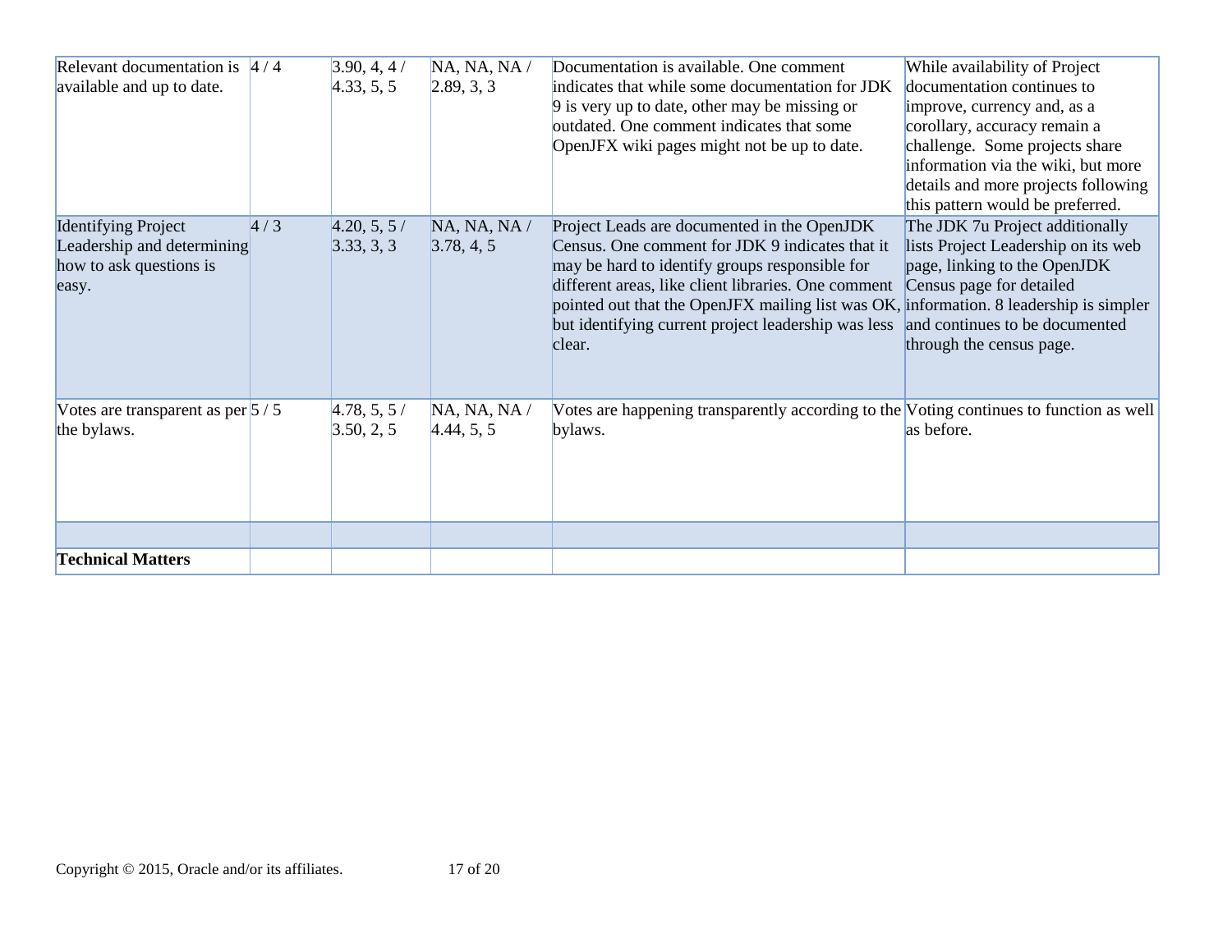| | | | | | |
|---|---|---|---|---|---|
| Relevant documentation is available and up to date. | 4 / 4 | 3.90, 4, 4 / 4.33, 5, 5 | NA, NA, NA / 2.89, 3, 3 | Documentation is available. One comment indicates that while some documentation for JDK 9 is very up to date, other may be missing or outdated. One comment indicates that some OpenJFX wiki pages might not be up to date. | While availability of Project documentation continues to improve, currency and, as a corollary, accuracy remain a challenge. Some projects share information via the wiki, but more details and more projects following this pattern would be preferred. |
| Identifying Project Leadership and determining how to ask questions is easy. | 4 / 3 | 4.20, 5, 5 / 3.33, 3, 3 | NA, NA, NA / 3.78, 4, 5 | Project Leads are documented in the OpenJDK Census. One comment for JDK 9 indicates that it may be hard to identify groups responsible for different areas, like client libraries. One comment pointed out that the OpenJFX mailing list was OK, but identifying current project leadership was less clear. | The JDK 7u Project additionally lists Project Leadership on its web page, linking to the OpenJDK Census page for detailed information. 8 leadership is simpler and continues to be documented through the census page. |
| Votes are transparent as per the bylaws. | 5 / 5 | 4.78, 5, 5 / 3.50, 2, 5 | NA, NA, NA / 4.44, 5, 5 | Votes are happening transparently according to the bylaws. | Voting continues to function as well as before. |
| | | | | | |
| **Technical Matters** | | | | | |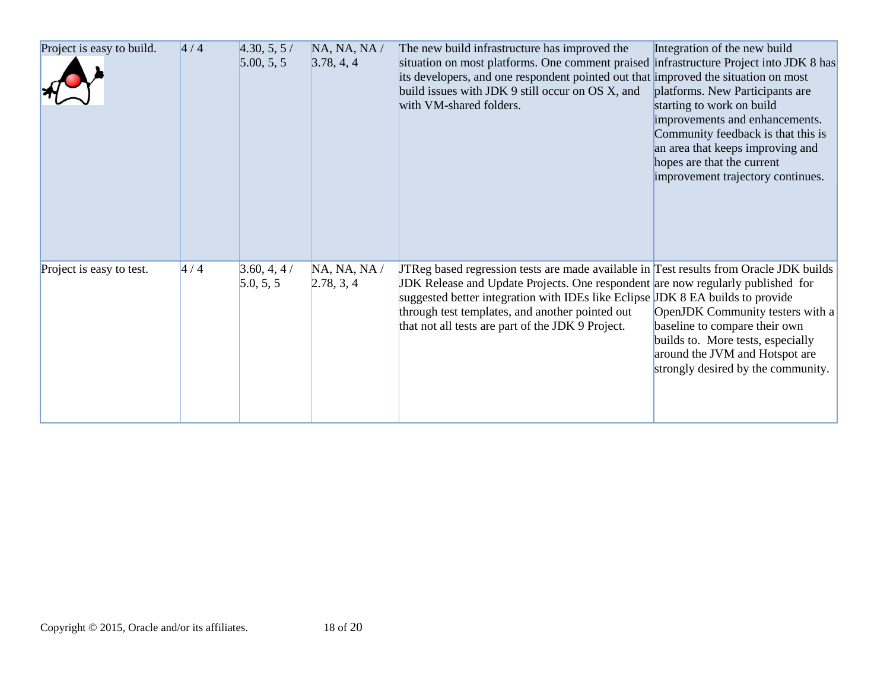| | | | | | |
|---|---|---|---|---|---|
| Project is easy to build. | 4 / 4 | 4.30, 5, 5 / 5.00, 5, 5 | NA, NA, NA / 3.78, 4, 4 | The new build infrastructure has improved the situation on most platforms. One comment praised its developers, and one respondent pointed out that build issues with JDK 9 still occur on OS X, and with VM-shared folders. | Integration of the new build infrastructure Project into JDK 8 has improved the situation on most platforms. New Participants are starting to work on build improvements and enhancements. Community feedback is that this is an area that keeps improving and hopes are that the current improvement trajectory continues. |
| Project is easy to test. | 4 / 4 | 3.60, 4, 4 / 5.0, 5, 5 | NA, NA, NA / 2.78, 3, 4 | JTReg based regression tests are made available in JDK Release and Update Projects. One respondent suggested better integration with IDEs like Eclipse through test templates, and another pointed out that not all tests are part of the JDK 9 Project. | Test results from Oracle JDK builds are now regularly published for JDK 8 EA builds to provide OpenJDK Community testers with a baseline to compare their own builds to. More tests, especially around the JVM and Hotspot are strongly desired by the community. |

Copyright © 2015, Oracle and/or its affiliates.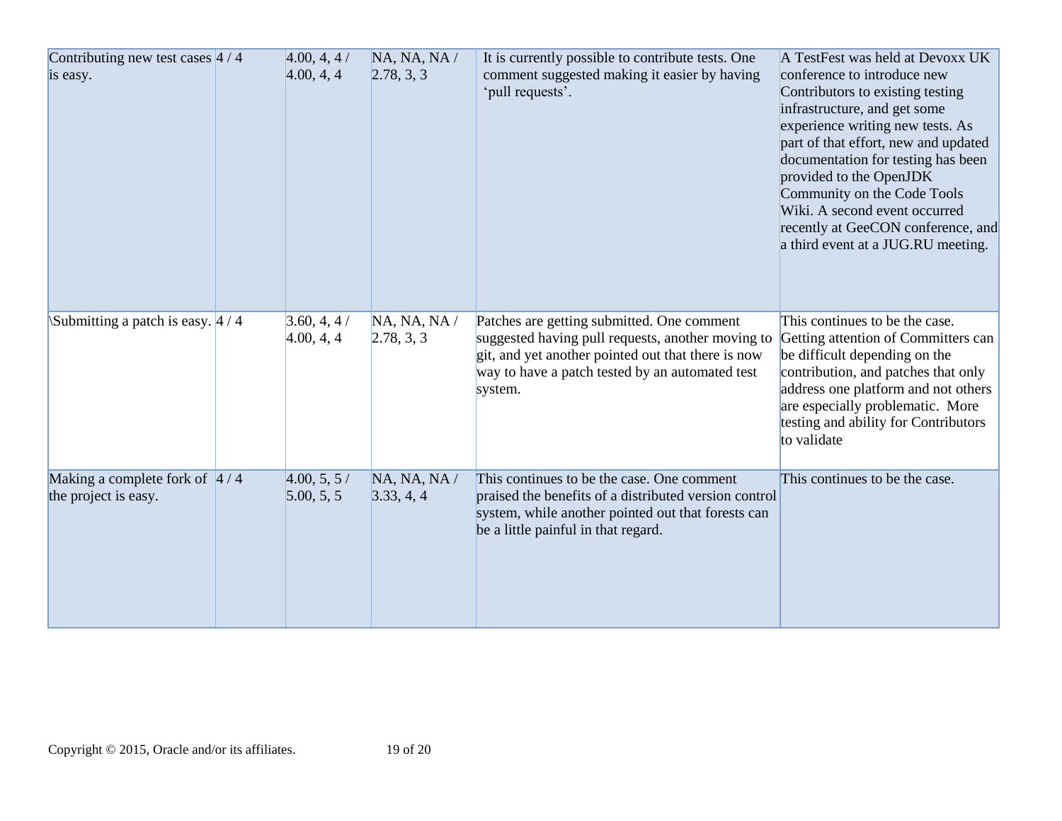| | | | | | |
|---|---|---|---|---|---|
| Contributing new test cases is easy. | 4 / 4 | 4.00, 4, 4 / 4.00, 4, 4 | NA, NA, NA / 2.78, 3, 3 | It is currently possible to contribute tests. One comment suggested making it easier by having 'pull requests'. | A TestFest was held at Devoxx UK conference to introduce new Contributors to existing testing infrastructure, and get some experience writing new tests. As part of that effort, new and updated documentation for testing has been provided to the OpenJDK Community on the Code Tools Wiki. A second event occurred recently at GeeCON conference, and a third event at a JUG.RU meeting. |
| \Submitting a patch is easy. | 4 / 4 | 3.60, 4, 4 / 4.00, 4, 4 | NA, NA, NA / 2.78, 3, 3 | Patches are getting submitted. One comment suggested having pull requests, another moving to git, and yet another pointed out that there is now way to have a patch tested by an automated test system. | This continues to be the case. Getting attention of Committers can be difficult depending on the contribution, and patches that only address one platform and not others are especially problematic. More testing and ability for Contributors to validate |
| Making a complete fork of the project is easy. | 4 / 4 | 4.00, 5, 5 / 5.00, 5, 5 | NA, NA, NA / 3.33, 4, 4 | This continues to be the case. One comment praised the benefits of a distributed version control system, while another pointed out that forests can be a little painful in that regard. | This continues to be the case. |

Copyright © 2015, Oracle and/or its affiliates.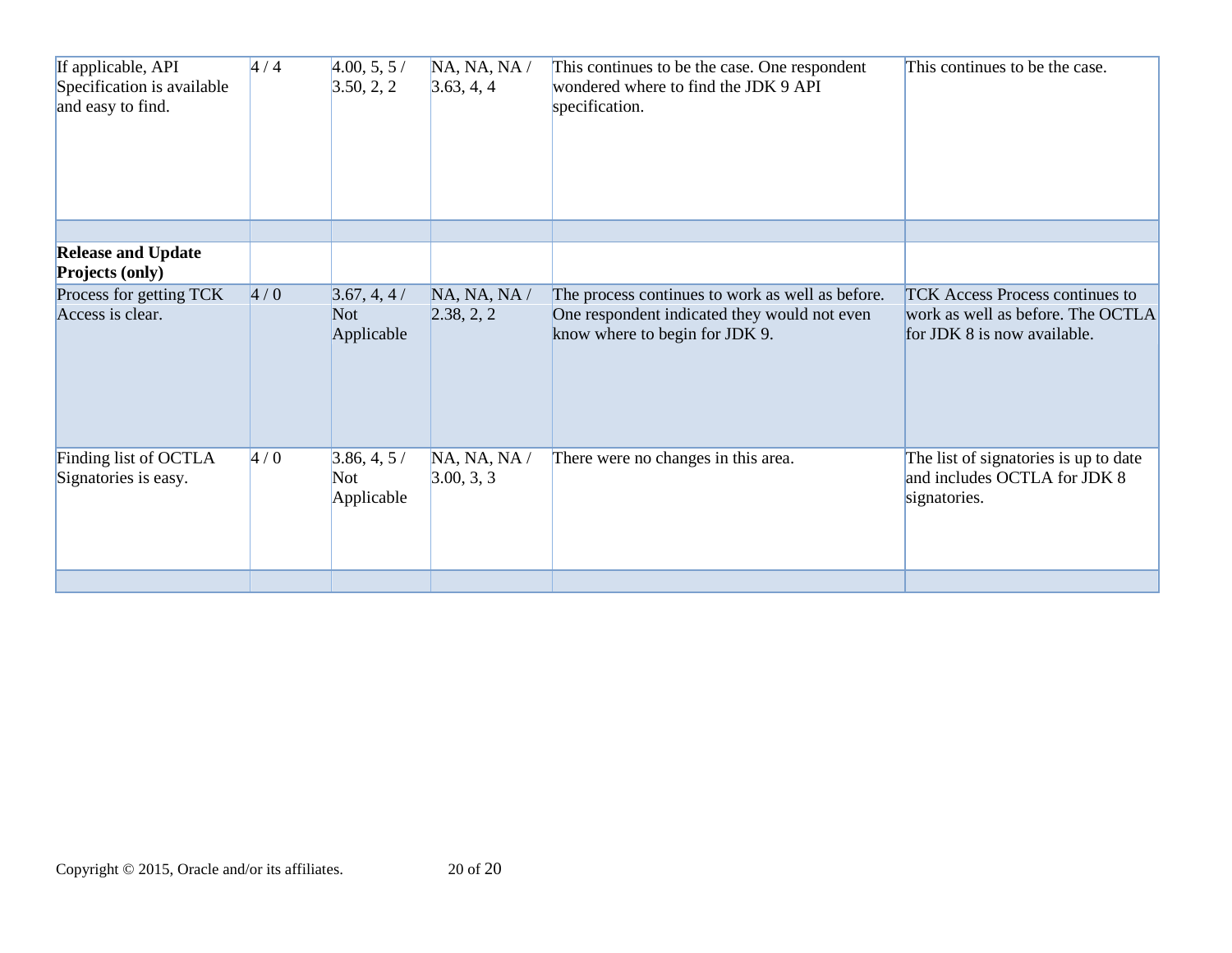| | | | | | |
|---|---|---|---|---|---|
| If applicable, API Specification is available and easy to find. | 4 / 4 | 4.00, 5, 5 / 3.50, 2, 2 | NA, NA, NA / 3.63, 4, 4 | This continues to be the case. One respondent wondered where to find the JDK 9 API specification. | This continues to be the case. |
| | | | | | |
| **Release and Update Projects (only)** | | | | | |
| Process for getting TCK Access is clear. | 4 / 0 | 3.67, 4, 4 / Not Applicable | NA, NA, NA / 2.38, 2, 2 | The process continues to work as well as before. One respondent indicated they would not even know where to begin for JDK 9. | TCK Access Process continues to work as well as before. The OCTLA for JDK 8 is now available. |
| Finding list of OCTLA Signatories is easy. | 4 / 0 | 3.86, 4, 5 / Not Applicable | NA, NA, NA / 3.00, 3, 3 | There were no changes in this area. | The list of signatories is up to date and includes OCTLA for JDK 8 signatories. |
| | | | | | |

Copyright © 2015, Oracle and/or its affiliates.